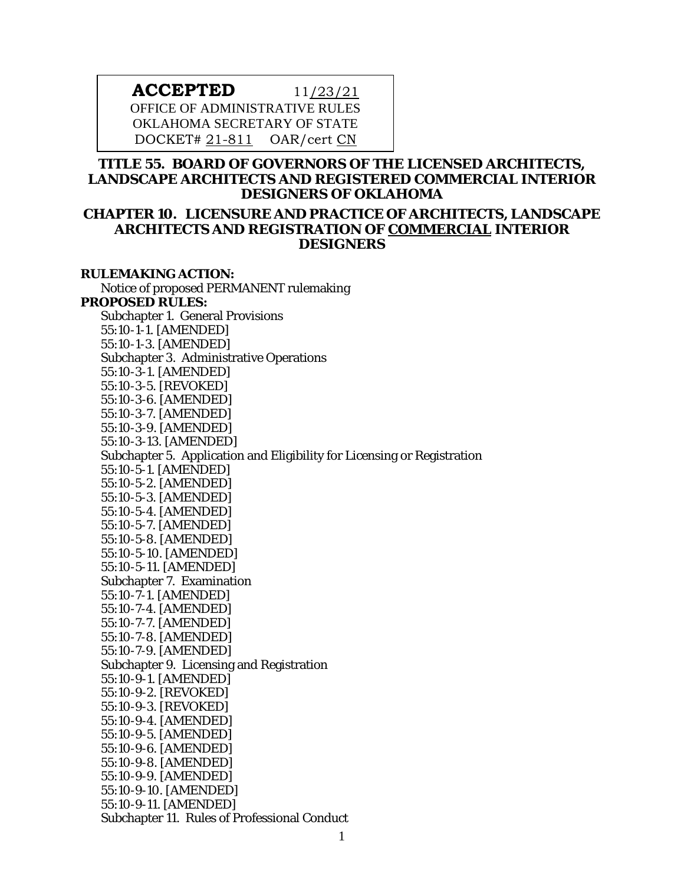**ACCEPTED** 11/23/21
OFFICE OF ADMINISTRATIVE RULES
OKLAHOMA SECRETARY OF STATE
DOCKET# 21-811 OAR/cert CN

# TITLE 55. BOARD OF GOVERNORS OF THE LICENSED ARCHITECTS, LANDSCAPE ARCHITECTS AND REGISTERED COMMERCIAL INTERIOR DESIGNERS OF OKLAHOMA

## CHAPTER 10. LICENSURE AND PRACTICE OF ARCHITECTS, LANDSCAPE ARCHITECTS AND REGISTRATION OF <u>COMMERCIAL</u> INTERIOR DESIGNERS

**RULEMAKING ACTION:**

Notice of proposed PERMANENT rulemaking

**PROPOSED RULES:**

Subchapter 1. General Provisions
55:10-1-1. [AMENDED]
55:10-1-3. [AMENDED]
Subchapter 3. Administrative Operations
55:10-3-1. [AMENDED]
55:10-3-5. [REVOKED]
55:10-3-6. [AMENDED]
55:10-3-7. [AMENDED]
55:10-3-9. [AMENDED]
55:10-3-13. [AMENDED]
Subchapter 5. Application and Eligibility for Licensing or Registration
55:10-5-1. [AMENDED]
55:10-5-2. [AMENDED]
55:10-5-3. [AMENDED]
55:10-5-4. [AMENDED]
55:10-5-7. [AMENDED]
55:10-5-8. [AMENDED]
55:10-5-10. [AMENDED]
55:10-5-11. [AMENDED]
Subchapter 7. Examination
55:10-7-1. [AMENDED]
55:10-7-4. [AMENDED]
55:10-7-7. [AMENDED]
55:10-7-8. [AMENDED]
55:10-7-9. [AMENDED]
Subchapter 9. Licensing and Registration
55:10-9-1. [AMENDED]
55:10-9-2. [REVOKED]
55:10-9-3. [REVOKED]
55:10-9-4. [AMENDED]
55:10-9-5. [AMENDED]
55:10-9-6. [AMENDED]
55:10-9-8. [AMENDED]
55:10-9-9. [AMENDED]
55:10-9-10. [AMENDED]
55:10-9-11. [AMENDED]
Subchapter 11. Rules of Professional Conduct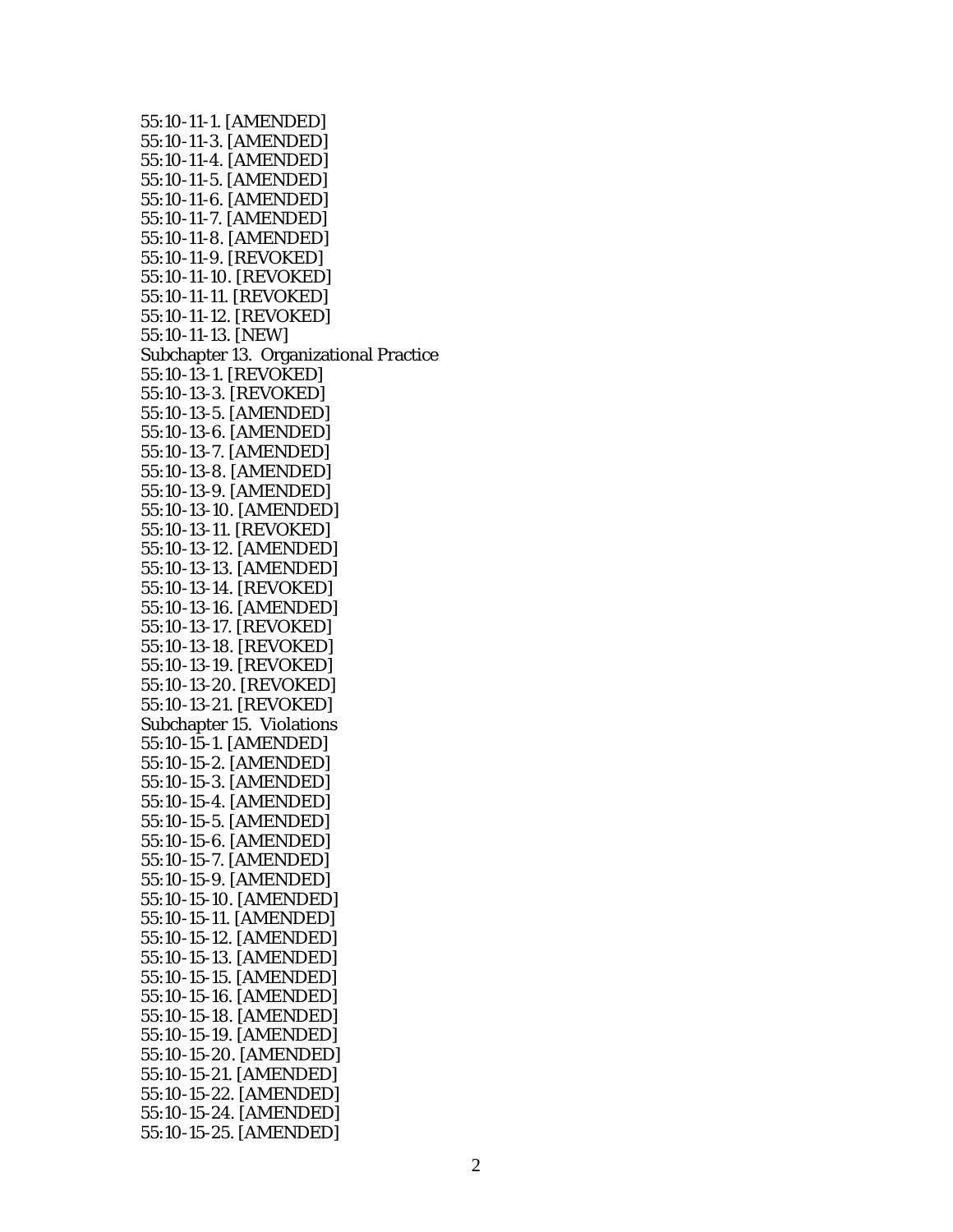55:10-11-1. [AMENDED]
55:10-11-3. [AMENDED]
55:10-11-4. [AMENDED]
55:10-11-5. [AMENDED]
55:10-11-6. [AMENDED]
55:10-11-7. [AMENDED]
55:10-11-8. [AMENDED]
55:10-11-9. [REVOKED]
55:10-11-10. [REVOKED]
55:10-11-11. [REVOKED]
55:10-11-12. [REVOKED]
55:10-11-13. [NEW]
Subchapter 13. Organizational Practice
55:10-13-1. [REVOKED]
55:10-13-3. [REVOKED]
55:10-13-5. [AMENDED]
55:10-13-6. [AMENDED]
55:10-13-7. [AMENDED]
55:10-13-8. [AMENDED]
55:10-13-9. [AMENDED]
55:10-13-10. [AMENDED]
55:10-13-11. [REVOKED]
55:10-13-12. [AMENDED]
55:10-13-13. [AMENDED]
55:10-13-14. [REVOKED]
55:10-13-16. [AMENDED]
55:10-13-17. [REVOKED]
55:10-13-18. [REVOKED]
55:10-13-19. [REVOKED]
55:10-13-20. [REVOKED]
55:10-13-21. [REVOKED]
Subchapter 15. Violations
55:10-15-1. [AMENDED]
55:10-15-2. [AMENDED]
55:10-15-3. [AMENDED]
55:10-15-4. [AMENDED]
55:10-15-5. [AMENDED]
55:10-15-6. [AMENDED]
55:10-15-7. [AMENDED]
55:10-15-9. [AMENDED]
55:10-15-10. [AMENDED]
55:10-15-11. [AMENDED]
55:10-15-12. [AMENDED]
55:10-15-13. [AMENDED]
55:10-15-15. [AMENDED]
55:10-15-16. [AMENDED]
55:10-15-18. [AMENDED]
55:10-15-19. [AMENDED]
55:10-15-20. [AMENDED]
55:10-15-21. [AMENDED]
55:10-15-22. [AMENDED]
55:10-15-24. [AMENDED]
55:10-15-25. [AMENDED]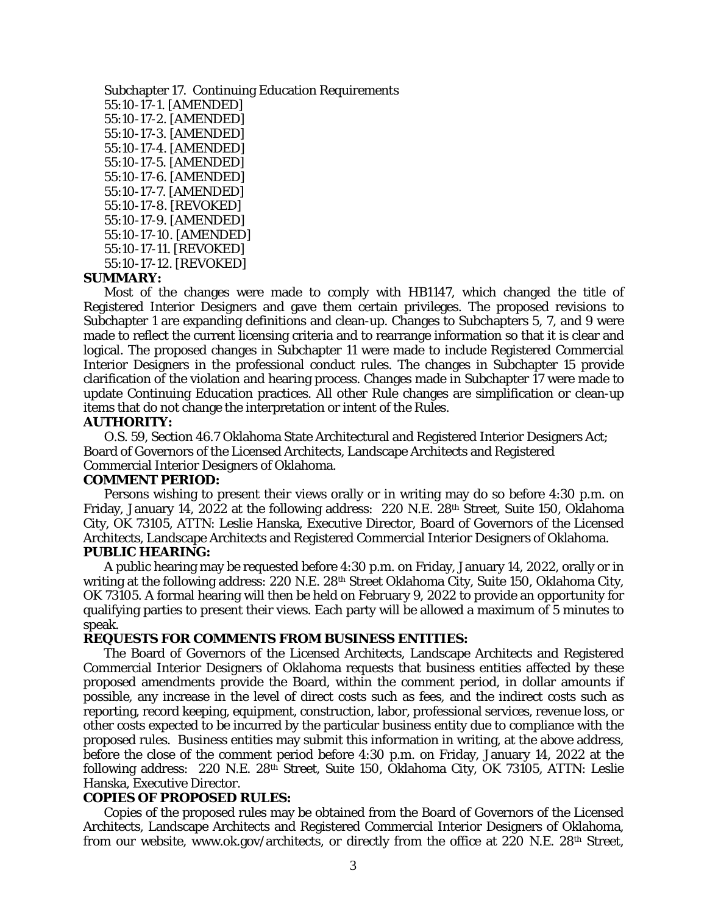Subchapter 17. Continuing Education Requirements
55:10-17-1. [AMENDED]
55:10-17-2. [AMENDED]
55:10-17-3. [AMENDED]
55:10-17-4. [AMENDED]
55:10-17-5. [AMENDED]
55:10-17-6. [AMENDED]
55:10-17-7. [AMENDED]
55:10-17-8. [REVOKED]
55:10-17-9. [AMENDED]
55:10-17-10. [AMENDED]
55:10-17-11. [REVOKED]
55:10-17-12. [REVOKED]

**SUMMARY:**

Most of the changes were made to comply with HB1147, which changed the title of Registered Interior Designers and gave them certain privileges. The proposed revisions to Subchapter 1 are expanding definitions and clean-up. Changes to Subchapters 5, 7, and 9 were made to reflect the current licensing criteria and to rearrange information so that it is clear and logical. The proposed changes in Subchapter 11 were made to include Registered Commercial Interior Designers in the professional conduct rules. The changes in Subchapter 15 provide clarification of the violation and hearing process. Changes made in Subchapter 17 were made to update Continuing Education practices. All other Rule changes are simplification or clean-up items that do not change the interpretation or intent of the Rules.

**AUTHORITY:**

O.S. 59, Section 46.7 Oklahoma State Architectural and Registered Interior Designers Act; Board of Governors of the Licensed Architects, Landscape Architects and Registered Commercial Interior Designers of Oklahoma.

**COMMENT PERIOD:**

Persons wishing to present their views orally or in writing may do so before 4:30 p.m. on Friday, January 14, 2022 at the following address: 220 N.E. 28th Street, Suite 150, Oklahoma City, OK 73105, ATTN: Leslie Hanska, Executive Director, Board of Governors of the Licensed Architects, Landscape Architects and Registered Commercial Interior Designers of Oklahoma.

**PUBLIC HEARING:**

A public hearing may be requested before 4:30 p.m. on Friday, January 14, 2022, orally or in writing at the following address: 220 N.E. 28th Street Oklahoma City, Suite 150, Oklahoma City, OK 73105. A formal hearing will then be held on February 9, 2022 to provide an opportunity for qualifying parties to present their views. Each party will be allowed a maximum of 5 minutes to speak.

**REQUESTS FOR COMMENTS FROM BUSINESS ENTITIES:**

The Board of Governors of the Licensed Architects, Landscape Architects and Registered Commercial Interior Designers of Oklahoma requests that business entities affected by these proposed amendments provide the Board, within the comment period, in dollar amounts if possible, any increase in the level of direct costs such as fees, and the indirect costs such as reporting, record keeping, equipment, construction, labor, professional services, revenue loss, or other costs expected to be incurred by the particular business entity due to compliance with the proposed rules. Business entities may submit this information in writing, at the above address, before the close of the comment period before 4:30 p.m. on Friday, January 14, 2022 at the following address: 220 N.E. 28th Street, Suite 150, Oklahoma City, OK 73105, ATTN: Leslie Hanska, Executive Director.

**COPIES OF PROPOSED RULES:**

Copies of the proposed rules may be obtained from the Board of Governors of the Licensed Architects, Landscape Architects and Registered Commercial Interior Designers of Oklahoma, from our website, www.ok.gov/architects, or directly from the office at 220 N.E. 28th Street,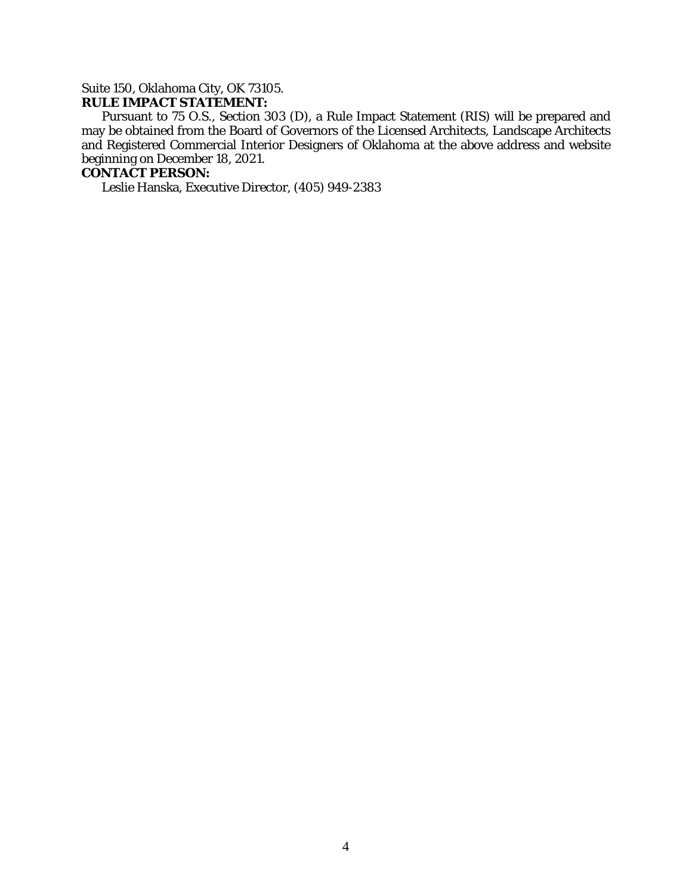Suite 150, Oklahoma City, OK 73105.

**RULE IMPACT STATEMENT:**

Pursuant to 75 O.S., Section 303 (D), a Rule Impact Statement (RIS) will be prepared and may be obtained from the Board of Governors of the Licensed Architects, Landscape Architects and Registered Commercial Interior Designers of Oklahoma at the above address and website beginning on December 18, 2021.

**CONTACT PERSON:**

Leslie Hanska, Executive Director, (405) 949-2383